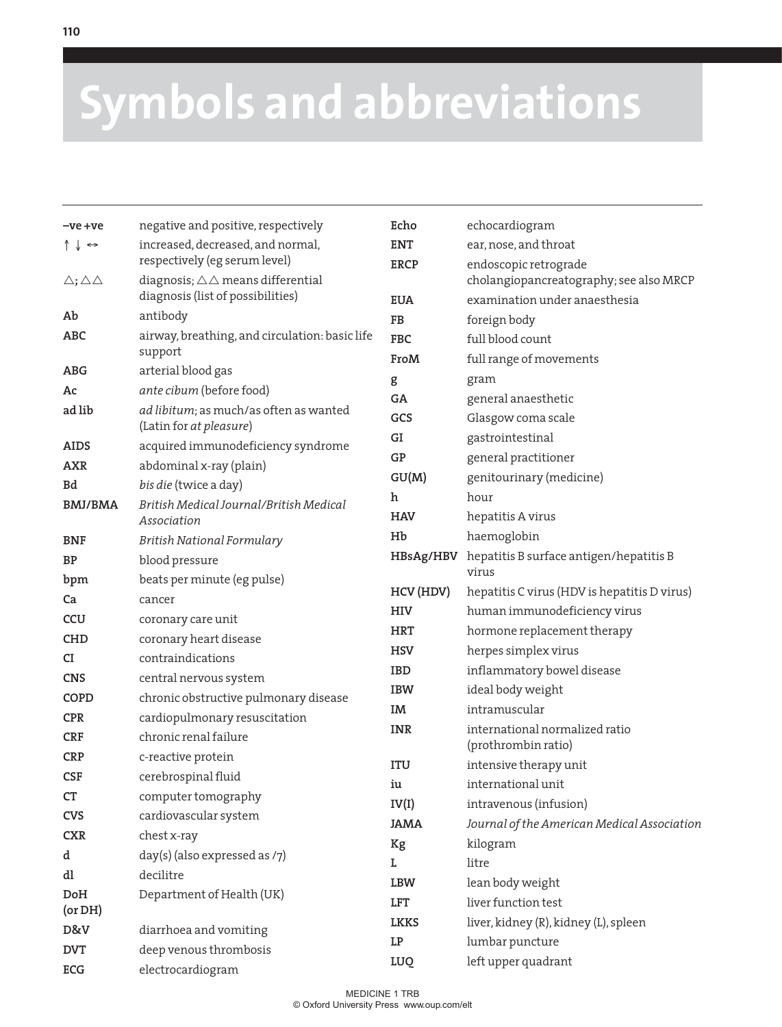# Symbols and abbreviations

| | |
|---|---|
| **–ve +ve** | negative and positive, respectively |
| ↑ ↓ ↔ | increased, decreased, and normal, respectively (eg serum level) |
| △; △△ | diagnosis; △△ means differential diagnosis (list of possibilities) |
| **Ab** | antibody |
| **ABC** | airway, breathing, and circulation: basic life support |
| **ABG** | arterial blood gas |
| **Ac** | *ante cibum* (before food) |
| **ad lib** | *ad libitum*; as much/as often as wanted (Latin for *at pleasure*) |
| **AIDS** | acquired immunodeficiency syndrome |
| **AXR** | abdominal x-ray (plain) |
| **Bd** | *bis die* (twice a day) |
| **BMJ/BMA** | *British Medical Journal/British Medical Association* |
| **BNF** | *British National Formulary* |
| **BP** | blood pressure |
| **bpm** | beats per minute (eg pulse) |
| **Ca** | cancer |
| **CCU** | coronary care unit |
| **CHD** | coronary heart disease |
| **CI** | contraindications |
| **CNS** | central nervous system |
| **COPD** | chronic obstructive pulmonary disease |
| **CPR** | cardiopulmonary resuscitation |
| **CRF** | chronic renal failure |
| **CRP** | c-reactive protein |
| **CSF** | cerebrospinal fluid |
| **CT** | computer tomography |
| **CVS** | cardiovascular system |
| **CXR** | chest x-ray |
| **d** | day(s) (also expressed as /7) |
| **dl** | decilitre |
| **DoH (or DH)** | Department of Health (UK) |
| **D&V** | diarrhoea and vomiting |
| **DVT** | deep venous thrombosis |
| **ECG** | electrocardiogram |
| **Echo** | echocardiogram |
| **ENT** | ear, nose, and throat |
| **ERCP** | endoscopic retrograde cholangiopancreatography; see also MRCP |
| **EUA** | examination under anaesthesia |
| **FB** | foreign body |
| **FBC** | full blood count |
| **FroM** | full range of movements |
| **g** | gram |
| **GA** | general anaesthetic |
| **GCS** | Glasgow coma scale |
| **GI** | gastrointestinal |
| **GP** | general practitioner |
| **GU(M)** | genitourinary (medicine) |
| **h** | hour |
| **HAV** | hepatitis A virus |
| **Hb** | haemoglobin |
| **HBsAg/HBV** | hepatitis B surface antigen/hepatitis B virus |
| **HCV (HDV)** | hepatitis C virus (HDV is hepatitis D virus) |
| **HIV** | human immunodeficiency virus |
| **HRT** | hormone replacement therapy |
| **HSV** | herpes simplex virus |
| **IBD** | inflammatory bowel disease |
| **IBW** | ideal body weight |
| **IM** | intramuscular |
| **INR** | international normalized ratio (prothrombin ratio) |
| **ITU** | intensive therapy unit |
| **iu** | international unit |
| **IV(I)** | intravenous (infusion) |
| **JAMA** | *Journal of the American Medical Association* |
| **Kg** | kilogram |
| **L** | litre |
| **LBW** | lean body weight |
| **LFT** | liver function test |
| **LKKS** | liver, kidney (R), kidney (L), spleen |
| **LP** | lumbar puncture |
| **LUQ** | left upper quadrant |

MEDICINE 1 TRB
© Oxford University Press www.oup.com/elt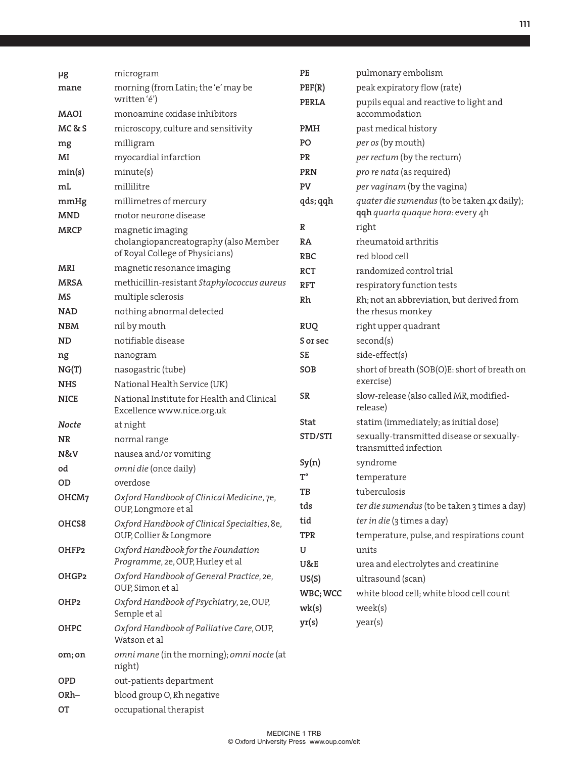| | |
|---|---|
| **μg** | microgram |
| **mane** | morning (from Latin; the 'e' may be written 'é') |
| **MAOI** | monoamine oxidase inhibitors |
| **MC & S** | microscopy, culture and sensitivity |
| **mg** | milligram |
| **MI** | myocardial infarction |
| **min(s)** | minute(s) |
| **mL** | millilitre |
| **mmHg** | millimetres of mercury |
| **MND** | motor neurone disease |
| **MRCP** | magnetic imaging cholangiopancreatography (also Member of Royal College of Physicians) |
| **MRI** | magnetic resonance imaging |
| **MRSA** | methicillin-resistant *Staphylococcus aureus* |
| **MS** | multiple sclerosis |
| **NAD** | nothing abnormal detected |
| **NBM** | nil by mouth |
| **ND** | notifiable disease |
| **ng** | nanogram |
| **NG(T)** | nasogastric (tube) |
| **NHS** | National Health Service (UK) |
| **NICE** | National Institute for Health and Clinical Excellence www.nice.org.uk |
| ***Nocte*** | at night |
| **NR** | normal range |
| **N&V** | nausea and/or vomiting |
| **od** | *omni die* (once daily) |
| **OD** | overdose |
| **OHCM7** | *Oxford Handbook of Clinical Medicine*, 7e, OUP, Longmore et al |
| **OHCS8** | *Oxford Handbook of Clinical Specialties*, 8e, OUP, Collier & Longmore |
| **OHFP2** | *Oxford Handbook for the Foundation Programme*, 2e, OUP, Hurley et al |
| **OHGP2** | *Oxford Handbook of General Practice*, 2e, OUP, Simon et al |
| **OHP2** | *Oxford Handbook of Psychiatry*, 2e, OUP, Semple et al |
| **OHPC** | *Oxford Handbook of Palliative Care*, OUP, Watson et al |
| **om; on** | *omni mane* (in the morning); *omni nocte* (at night) |
| **OPD** | out-patients department |
| **ORh–** | blood group O, Rh negative |
| **OT** | occupational therapist |
| **PE** | pulmonary embolism |
| **PEF(R)** | peak expiratory flow (rate) |
| **PERLA** | pupils equal and reactive to light and accommodation |
| **PMH** | past medical history |
| **PO** | *per os* (by mouth) |
| **PR** | *per rectum* (by the rectum) |
| **PRN** | *pro re nata* (as required) |
| **PV** | *per vaginam* (by the vagina) |
| **qds; qqh** | *quater die sumendus* (to be taken 4x daily); **qqh** *quarta quaque hora*: every 4h |
| **R** | right |
| **RA** | rheumatoid arthritis |
| **RBC** | red blood cell |
| **RCT** | randomized control trial |
| **RFT** | respiratory function tests |
| **Rh** | Rh; not an abbreviation, but derived from the rhesus monkey |
| **RUQ** | right upper quadrant |
| **S or sec** | second(s) |
| **SE** | side-effect(s) |
| **SOB** | short of breath (SOB(O)E: short of breath on exercise) |
| **SR** | slow-release (also called MR, modified-release) |
| **Stat** | statim (immediately; as initial dose) |
| **STD/STI** | sexually-transmitted disease or sexually-transmitted infection |
| **Sy(n)** | syndrome |
| **T°** | temperature |
| **TB** | tuberculosis |
| **tds** | *ter die sumendus* (to be taken 3 times a day) |
| **tid** | *ter in die* (3 times a day) |
| **TPR** | temperature, pulse, and respirations count |
| **U** | units |
| **U&E** | urea and electrolytes and creatinine |
| **US(S)** | ultrasound (scan) |
| **WBC; WCC** | white blood cell; white blood cell count |
| **wk(s)** | week(s) |
| **yr(s)** | year(s) |

MEDICINE 1 TRB
© Oxford University Press www.oup.com/elt